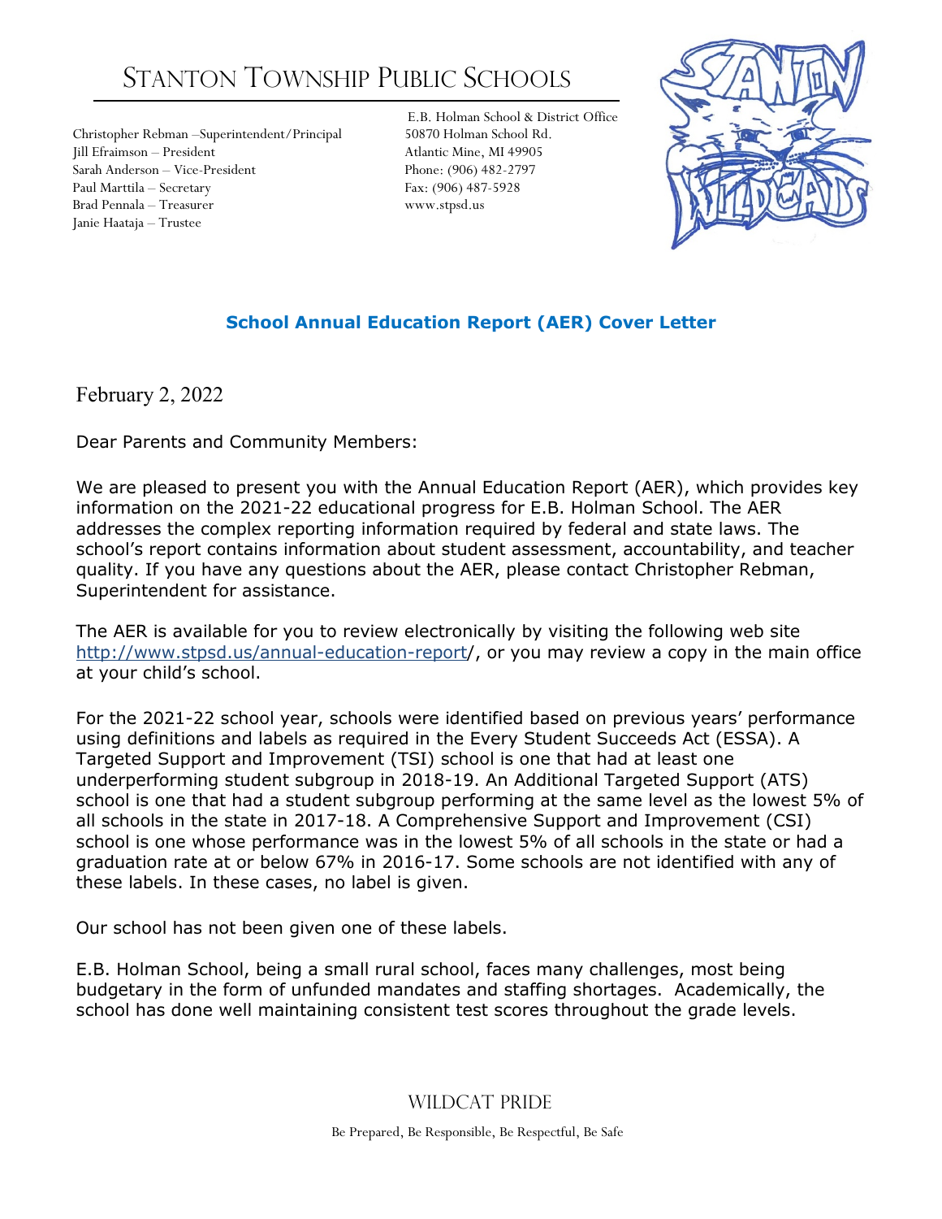# Stanton Township Public Schools

Christopher Rebman –Superintendent/Principal
Jill Efraimson – President
Sarah Anderson – Vice-President
Paul Marttila – Secretary
Brad Pennala – Treasurer
Janie Haataja – Trustee

E.B. Holman School & District Office
50870 Holman School Rd.
Atlantic Mine, MI 49905
Phone: (906) 482-2797
Fax: (906) 487-5928
www.stpsd.us

## School Annual Education Report (AER) Cover Letter

February 2, 2022

Dear Parents and Community Members:

We are pleased to present you with the Annual Education Report (AER), which provides key information on the 2021-22 educational progress for E.B. Holman School. The AER addresses the complex reporting information required by federal and state laws. The school's report contains information about student assessment, accountability, and teacher quality. If you have any questions about the AER, please contact Christopher Rebman, Superintendent for assistance.

The AER is available for you to review electronically by visiting the following web site http://www.stpsd.us/annual-education-report/, or you may review a copy in the main office at your child's school.

For the 2021-22 school year, schools were identified based on previous years' performance using definitions and labels as required in the Every Student Succeeds Act (ESSA). A Targeted Support and Improvement (TSI) school is one that had at least one underperforming student subgroup in 2018-19. An Additional Targeted Support (ATS) school is one that had a student subgroup performing at the same level as the lowest 5% of all schools in the state in 2017-18. A Comprehensive Support and Improvement (CSI) school is one whose performance was in the lowest 5% of all schools in the state or had a graduation rate at or below 67% in 2016-17. Some schools are not identified with any of these labels. In these cases, no label is given.

Our school has not been given one of these labels.

E.B. Holman School, being a small rural school, faces many challenges, most being budgetary in the form of unfunded mandates and staffing shortages. Academically, the school has done well maintaining consistent test scores throughout the grade levels.

WILDCAT PRIDE

Be Prepared, Be Responsible, Be Respectful, Be Safe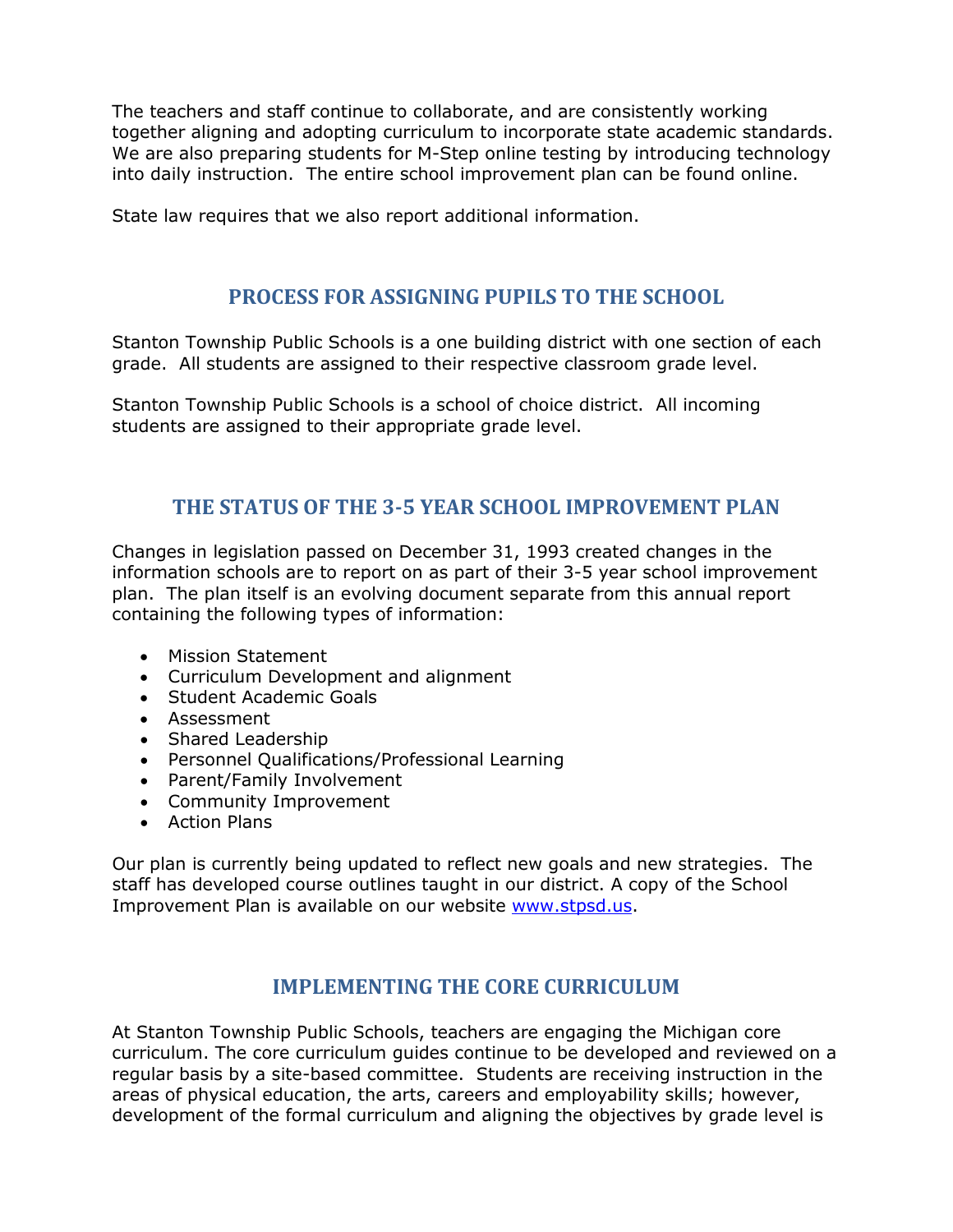The teachers and staff continue to collaborate, and are consistently working together aligning and adopting curriculum to incorporate state academic standards. We are also preparing students for M-Step online testing by introducing technology into daily instruction. The entire school improvement plan can be found online.

State law requires that we also report additional information.

## PROCESS FOR ASSIGNING PUPILS TO THE SCHOOL

Stanton Township Public Schools is a one building district with one section of each grade. All students are assigned to their respective classroom grade level.

Stanton Township Public Schools is a school of choice district. All incoming students are assigned to their appropriate grade level.

## THE STATUS OF THE 3-5 YEAR SCHOOL IMPROVEMENT PLAN

Changes in legislation passed on December 31, 1993 created changes in the information schools are to report on as part of their 3-5 year school improvement plan. The plan itself is an evolving document separate from this annual report containing the following types of information:

- Mission Statement
- Curriculum Development and alignment
- Student Academic Goals
- Assessment
- Shared Leadership
- Personnel Qualifications/Professional Learning
- Parent/Family Involvement
- Community Improvement
- Action Plans

Our plan is currently being updated to reflect new goals and new strategies. The staff has developed course outlines taught in our district. A copy of the School Improvement Plan is available on our website [www.stpsd.us](http://www.stpsd.us).

## IMPLEMENTING THE CORE CURRICULUM

At Stanton Township Public Schools, teachers are engaging the Michigan core curriculum. The core curriculum guides continue to be developed and reviewed on a regular basis by a site-based committee. Students are receiving instruction in the areas of physical education, the arts, careers and employability skills; however, development of the formal curriculum and aligning the objectives by grade level is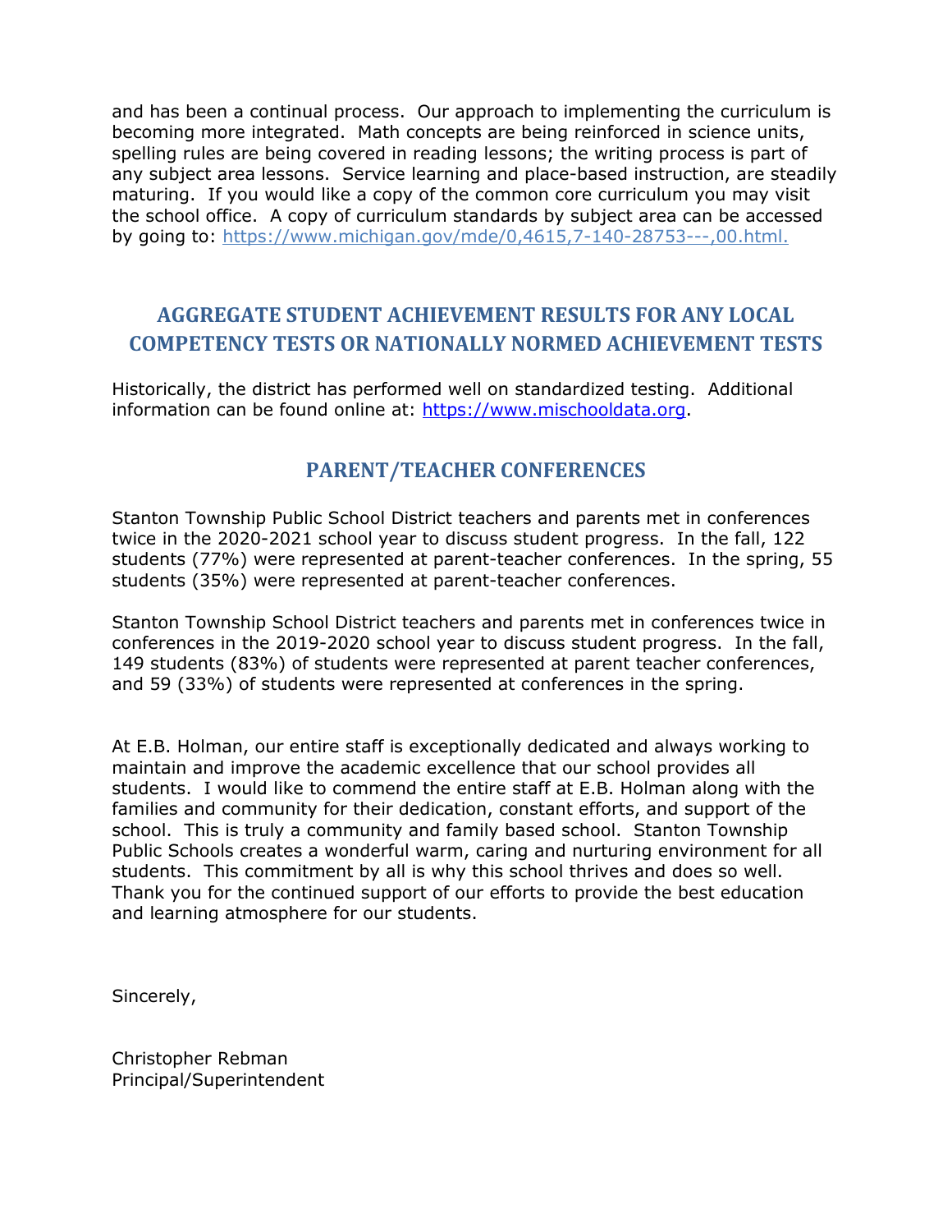and has been a continual process. Our approach to implementing the curriculum is becoming more integrated. Math concepts are being reinforced in science units, spelling rules are being covered in reading lessons; the writing process is part of any subject area lessons. Service learning and place-based instruction, are steadily maturing. If you would like a copy of the common core curriculum you may visit the school office. A copy of curriculum standards by subject area can be accessed by going to: https://www.michigan.gov/mde/0,4615,7-140-28753---,00.html.

## AGGREGATE STUDENT ACHIEVEMENT RESULTS FOR ANY LOCAL COMPETENCY TESTS OR NATIONALLY NORMED ACHIEVEMENT TESTS

Historically, the district has performed well on standardized testing. Additional information can be found online at: https://www.mischooldata.org.

## PARENT/TEACHER CONFERENCES

Stanton Township Public School District teachers and parents met in conferences twice in the 2020-2021 school year to discuss student progress. In the fall, 122 students (77%) were represented at parent-teacher conferences. In the spring, 55 students (35%) were represented at parent-teacher conferences.

Stanton Township School District teachers and parents met in conferences twice in conferences in the 2019-2020 school year to discuss student progress. In the fall, 149 students (83%) of students were represented at parent teacher conferences, and 59 (33%) of students were represented at conferences in the spring.

At E.B. Holman, our entire staff is exceptionally dedicated and always working to maintain and improve the academic excellence that our school provides all students. I would like to commend the entire staff at E.B. Holman along with the families and community for their dedication, constant efforts, and support of the school. This is truly a community and family based school. Stanton Township Public Schools creates a wonderful warm, caring and nurturing environment for all students. This commitment by all is why this school thrives and does so well. Thank you for the continued support of our efforts to provide the best education and learning atmosphere for our students.

Sincerely,

Christopher Rebman
Principal/Superintendent